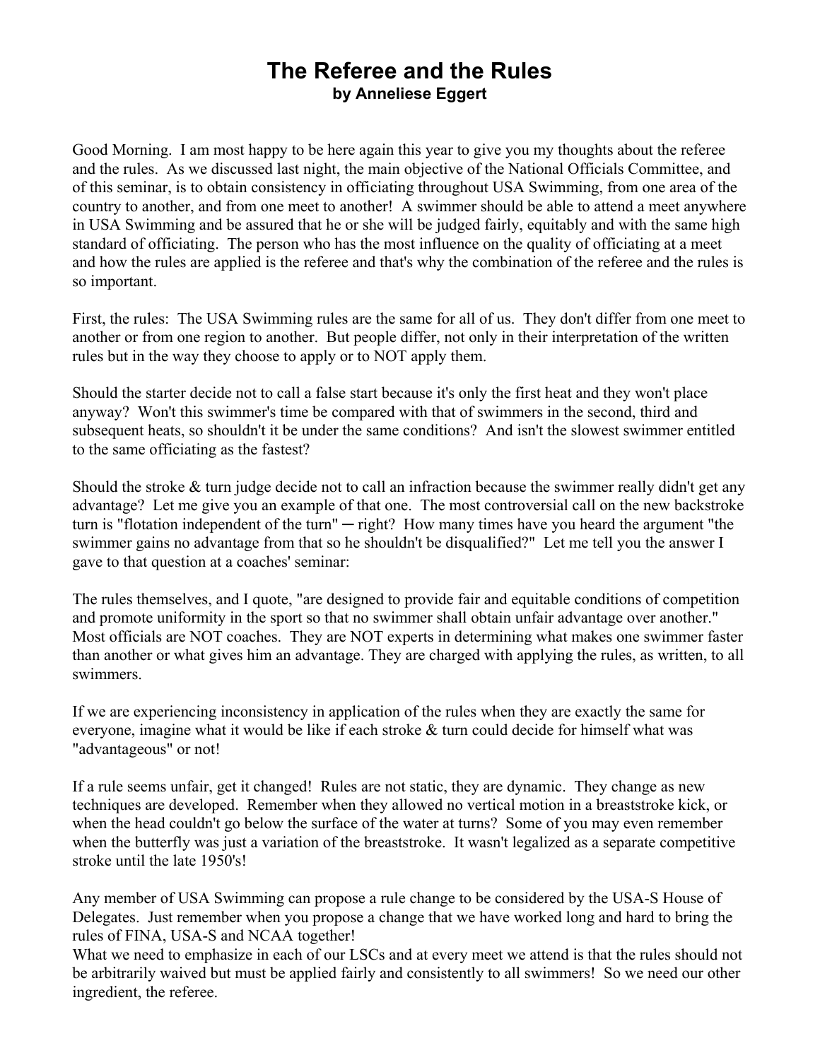# The Referee and the Rules
**by Anneliese Eggert**

Good Morning. I am most happy to be here again this year to give you my thoughts about the referee and the rules. As we discussed last night, the main objective of the National Officials Committee, and of this seminar, is to obtain consistency in officiating throughout USA Swimming, from one area of the country to another, and from one meet to another! A swimmer should be able to attend a meet anywhere in USA Swimming and be assured that he or she will be judged fairly, equitably and with the same high standard of officiating. The person who has the most influence on the quality of officiating at a meet and how the rules are applied is the referee and that's why the combination of the referee and the rules is so important.

First, the rules: The USA Swimming rules are the same for all of us. They don't differ from one meet to another or from one region to another. But people differ, not only in their interpretation of the written rules but in the way they choose to apply or to NOT apply them.

Should the starter decide not to call a false start because it's only the first heat and they won't place anyway? Won't this swimmer's time be compared with that of swimmers in the second, third and subsequent heats, so shouldn't it be under the same conditions? And isn't the slowest swimmer entitled to the same officiating as the fastest?

Should the stroke & turn judge decide not to call an infraction because the swimmer really didn't get any advantage? Let me give you an example of that one. The most controversial call on the new backstroke turn is "flotation independent of the turn" ─ right? How many times have you heard the argument "the swimmer gains no advantage from that so he shouldn't be disqualified?" Let me tell you the answer I gave to that question at a coaches' seminar:

The rules themselves, and I quote, "are designed to provide fair and equitable conditions of competition and promote uniformity in the sport so that no swimmer shall obtain unfair advantage over another." Most officials are NOT coaches. They are NOT experts in determining what makes one swimmer faster than another or what gives him an advantage. They are charged with applying the rules, as written, to all swimmers.

If we are experiencing inconsistency in application of the rules when they are exactly the same for everyone, imagine what it would be like if each stroke & turn could decide for himself what was "advantageous" or not!

If a rule seems unfair, get it changed! Rules are not static, they are dynamic. They change as new techniques are developed. Remember when they allowed no vertical motion in a breaststroke kick, or when the head couldn't go below the surface of the water at turns? Some of you may even remember when the butterfly was just a variation of the breaststroke. It wasn't legalized as a separate competitive stroke until the late 1950's!

Any member of USA Swimming can propose a rule change to be considered by the USA-S House of Delegates. Just remember when you propose a change that we have worked long and hard to bring the rules of FINA, USA-S and NCAA together!

What we need to emphasize in each of our LSCs and at every meet we attend is that the rules should not be arbitrarily waived but must be applied fairly and consistently to all swimmers! So we need our other ingredient, the referee.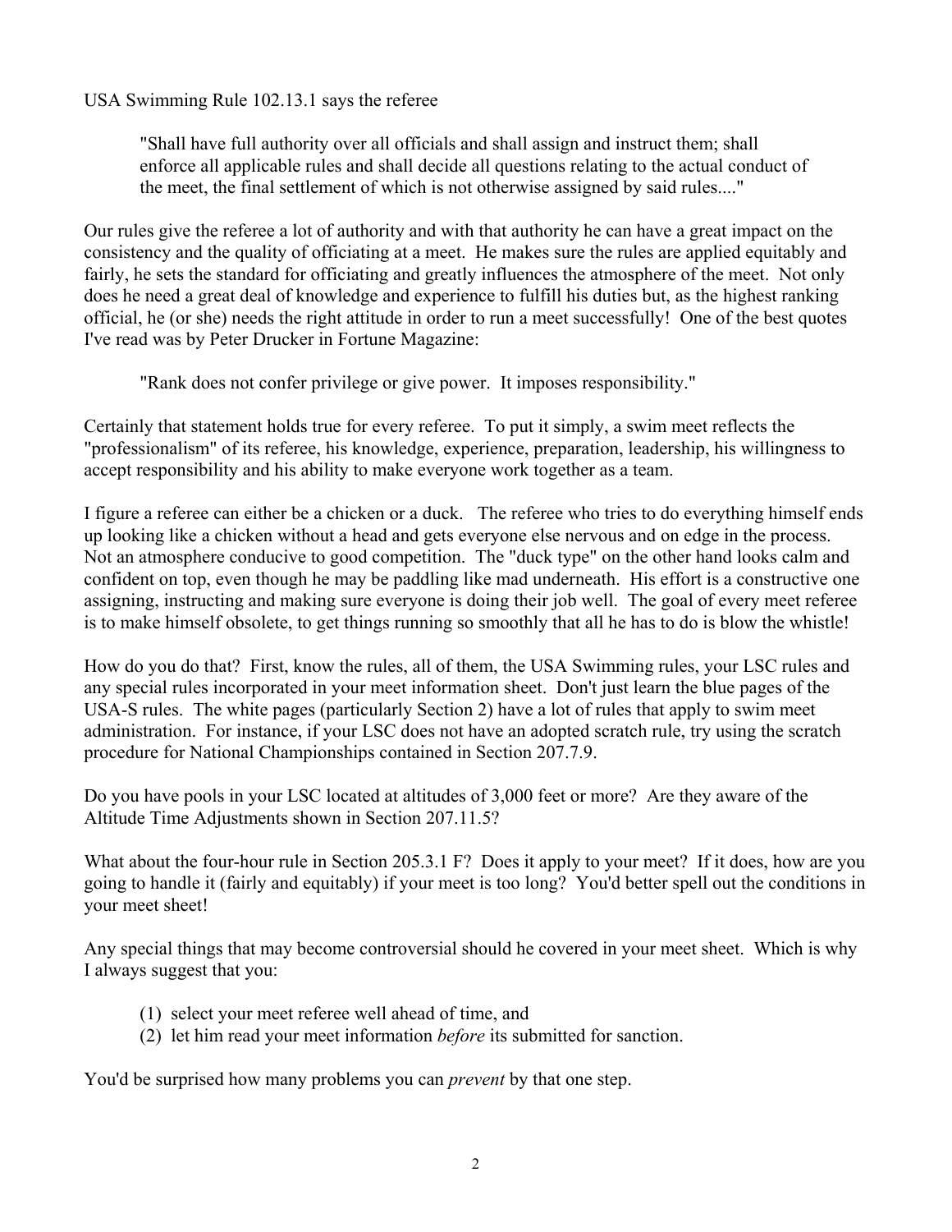USA Swimming Rule 102.13.1 says the referee

> "Shall have full authority over all officials and shall assign and instruct them; shall enforce all applicable rules and shall decide all questions relating to the actual conduct of the meet, the final settlement of which is not otherwise assigned by said rules...."

Our rules give the referee a lot of authority and with that authority he can have a great impact on the consistency and the quality of officiating at a meet. He makes sure the rules are applied equitably and fairly, he sets the standard for officiating and greatly influences the atmosphere of the meet. Not only does he need a great deal of knowledge and experience to fulfill his duties but, as the highest ranking official, he (or she) needs the right attitude in order to run a meet successfully! One of the best quotes I've read was by Peter Drucker in Fortune Magazine:

> "Rank does not confer privilege or give power. It imposes responsibility."

Certainly that statement holds true for every referee. To put it simply, a swim meet reflects the "professionalism" of its referee, his knowledge, experience, preparation, leadership, his willingness to accept responsibility and his ability to make everyone work together as a team.

I figure a referee can either be a chicken or a duck. The referee who tries to do everything himself ends up looking like a chicken without a head and gets everyone else nervous and on edge in the process. Not an atmosphere conducive to good competition. The "duck type" on the other hand looks calm and confident on top, even though he may be paddling like mad underneath. His effort is a constructive one assigning, instructing and making sure everyone is doing their job well. The goal of every meet referee is to make himself obsolete, to get things running so smoothly that all he has to do is blow the whistle!

How do you do that? First, know the rules, all of them, the USA Swimming rules, your LSC rules and any special rules incorporated in your meet information sheet. Don't just learn the blue pages of the USA-S rules. The white pages (particularly Section 2) have a lot of rules that apply to swim meet administration. For instance, if your LSC does not have an adopted scratch rule, try using the scratch procedure for National Championships contained in Section 207.7.9.

Do you have pools in your LSC located at altitudes of 3,000 feet or more? Are they aware of the Altitude Time Adjustments shown in Section 207.11.5?

What about the four-hour rule in Section 205.3.1 F? Does it apply to your meet? If it does, how are you going to handle it (fairly and equitably) if your meet is too long? You'd better spell out the conditions in your meet sheet!

Any special things that may become controversial should he covered in your meet sheet. Which is why I always suggest that you:

(1) select your meet referee well ahead of time, and
(2) let him read your meet information *before* its submitted for sanction.

You'd be surprised how many problems you can *prevent* by that one step.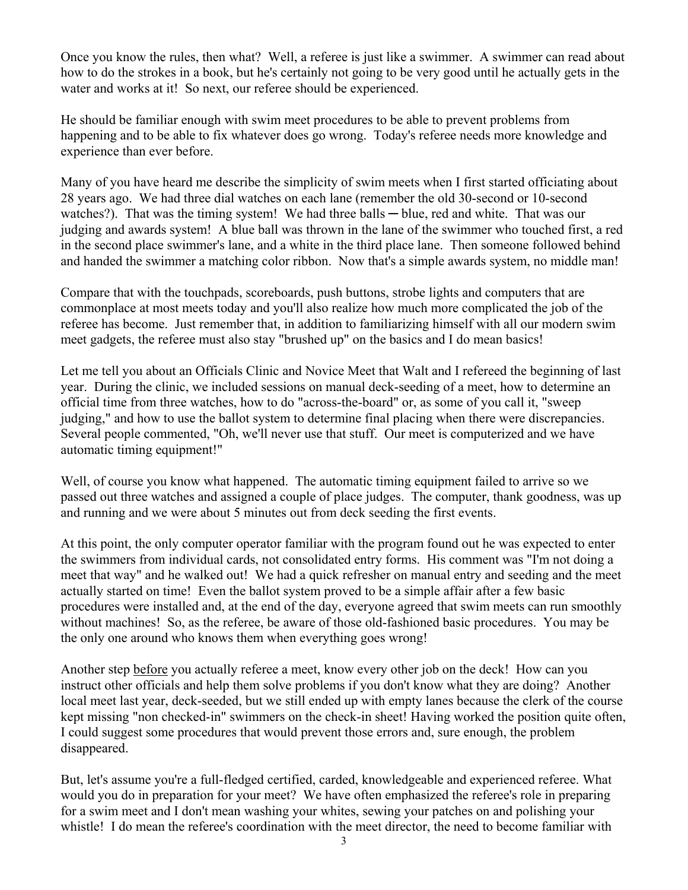Once you know the rules, then what? Well, a referee is just like a swimmer. A swimmer can read about how to do the strokes in a book, but he's certainly not going to be very good until he actually gets in the water and works at it! So next, our referee should be experienced.

He should be familiar enough with swim meet procedures to be able to prevent problems from happening and to be able to fix whatever does go wrong. Today's referee needs more knowledge and experience than ever before.

Many of you have heard me describe the simplicity of swim meets when I first started officiating about 28 years ago. We had three dial watches on each lane (remember the old 30-second or 10-second watches?). That was the timing system! We had three balls ─ blue, red and white. That was our judging and awards system! A blue ball was thrown in the lane of the swimmer who touched first, a red in the second place swimmer's lane, and a white in the third place lane. Then someone followed behind and handed the swimmer a matching color ribbon. Now that's a simple awards system, no middle man!

Compare that with the touchpads, scoreboards, push buttons, strobe lights and computers that are commonplace at most meets today and you'll also realize how much more complicated the job of the referee has become. Just remember that, in addition to familiarizing himself with all our modern swim meet gadgets, the referee must also stay "brushed up" on the basics and I do mean basics!

Let me tell you about an Officials Clinic and Novice Meet that Walt and I refereed the beginning of last year. During the clinic, we included sessions on manual deck-seeding of a meet, how to determine an official time from three watches, how to do "across-the-board" or, as some of you call it, "sweep judging," and how to use the ballot system to determine final placing when there were discrepancies. Several people commented, "Oh, we'll never use that stuff. Our meet is computerized and we have automatic timing equipment!"

Well, of course you know what happened. The automatic timing equipment failed to arrive so we passed out three watches and assigned a couple of place judges. The computer, thank goodness, was up and running and we were about 5 minutes out from deck seeding the first events.

At this point, the only computer operator familiar with the program found out he was expected to enter the swimmers from individual cards, not consolidated entry forms. His comment was "I'm not doing a meet that way" and he walked out! We had a quick refresher on manual entry and seeding and the meet actually started on time! Even the ballot system proved to be a simple affair after a few basic procedures were installed and, at the end of the day, everyone agreed that swim meets can run smoothly without machines! So, as the referee, be aware of those old-fashioned basic procedures. You may be the only one around who knows them when everything goes wrong!

Another step <u>before</u> you actually referee a meet, know every other job on the deck! How can you instruct other officials and help them solve problems if you don't know what they are doing? Another local meet last year, deck-seeded, but we still ended up with empty lanes because the clerk of the course kept missing "non checked-in" swimmers on the check-in sheet! Having worked the position quite often, I could suggest some procedures that would prevent those errors and, sure enough, the problem disappeared.

But, let's assume you're a full-fledged certified, carded, knowledgeable and experienced referee. What would you do in preparation for your meet? We have often emphasized the referee's role in preparing for a swim meet and I don't mean washing your whites, sewing your patches on and polishing your whistle! I do mean the referee's coordination with the meet director, the need to become familiar with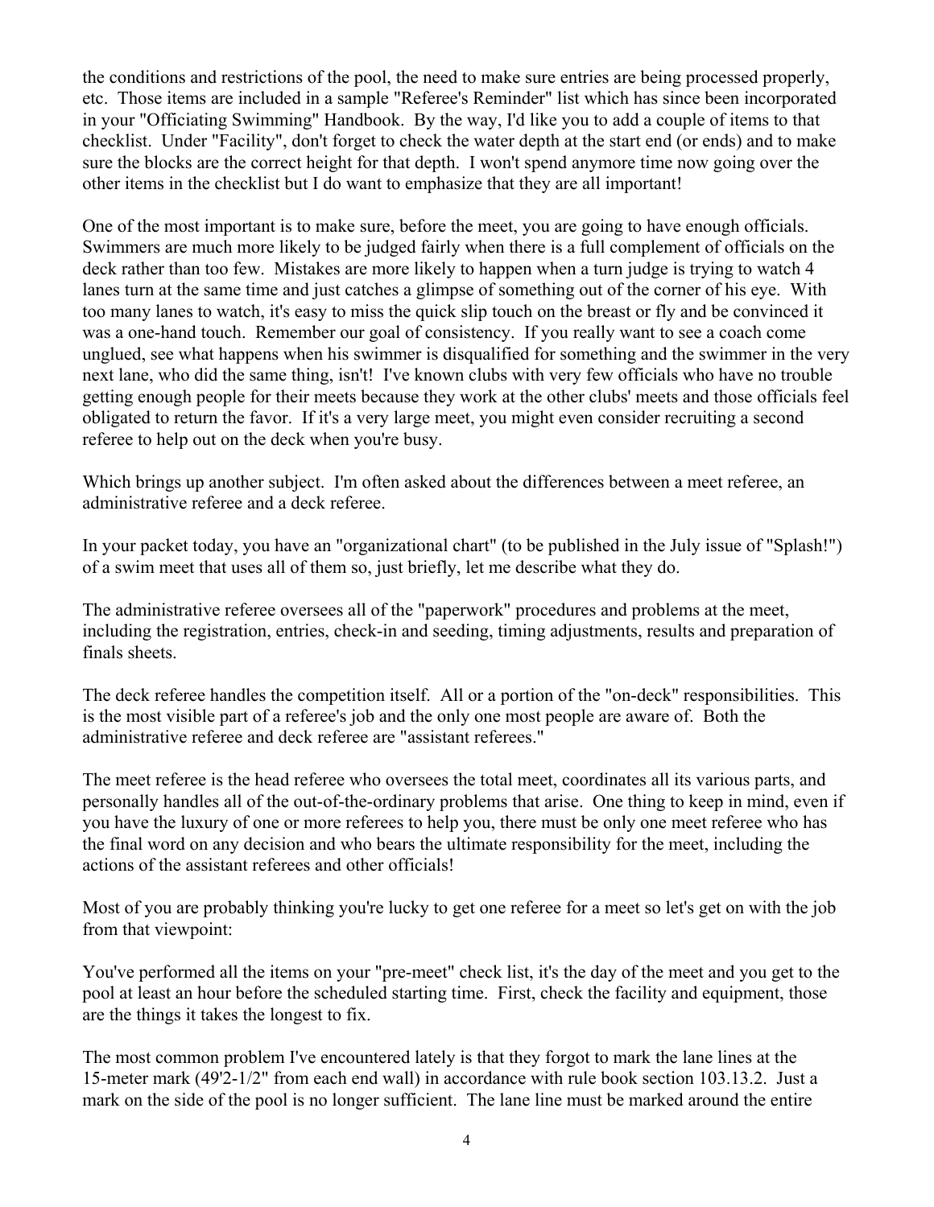the conditions and restrictions of the pool, the need to make sure entries are being processed properly, etc. Those items are included in a sample "Referee's Reminder" list which has since been incorporated in your "Officiating Swimming" Handbook. By the way, I'd like you to add a couple of items to that checklist. Under "Facility", don't forget to check the water depth at the start end (or ends) and to make sure the blocks are the correct height for that depth. I won't spend anymore time now going over the other items in the checklist but I do want to emphasize that they are all important!

One of the most important is to make sure, before the meet, you are going to have enough officials. Swimmers are much more likely to be judged fairly when there is a full complement of officials on the deck rather than too few. Mistakes are more likely to happen when a turn judge is trying to watch 4 lanes turn at the same time and just catches a glimpse of something out of the corner of his eye. With too many lanes to watch, it's easy to miss the quick slip touch on the breast or fly and be convinced it was a one-hand touch. Remember our goal of consistency. If you really want to see a coach come unglued, see what happens when his swimmer is disqualified for something and the swimmer in the very next lane, who did the same thing, isn't! I've known clubs with very few officials who have no trouble getting enough people for their meets because they work at the other clubs' meets and those officials feel obligated to return the favor. If it's a very large meet, you might even consider recruiting a second referee to help out on the deck when you're busy.

Which brings up another subject. I'm often asked about the differences between a meet referee, an administrative referee and a deck referee.

In your packet today, you have an "organizational chart" (to be published in the July issue of "Splash!") of a swim meet that uses all of them so, just briefly, let me describe what they do.

The administrative referee oversees all of the "paperwork" procedures and problems at the meet, including the registration, entries, check-in and seeding, timing adjustments, results and preparation of finals sheets.

The deck referee handles the competition itself. All or a portion of the "on-deck" responsibilities. This is the most visible part of a referee's job and the only one most people are aware of. Both the administrative referee and deck referee are "assistant referees."

The meet referee is the head referee who oversees the total meet, coordinates all its various parts, and personally handles all of the out-of-the-ordinary problems that arise. One thing to keep in mind, even if you have the luxury of one or more referees to help you, there must be only one meet referee who has the final word on any decision and who bears the ultimate responsibility for the meet, including the actions of the assistant referees and other officials!

Most of you are probably thinking you're lucky to get one referee for a meet so let's get on with the job from that viewpoint:

You've performed all the items on your "pre-meet" check list, it's the day of the meet and you get to the pool at least an hour before the scheduled starting time. First, check the facility and equipment, those are the things it takes the longest to fix.

The most common problem I've encountered lately is that they forgot to mark the lane lines at the 15-meter mark (49'2-1/2" from each end wall) in accordance with rule book section 103.13.2. Just a mark on the side of the pool is no longer sufficient. The lane line must be marked around the entire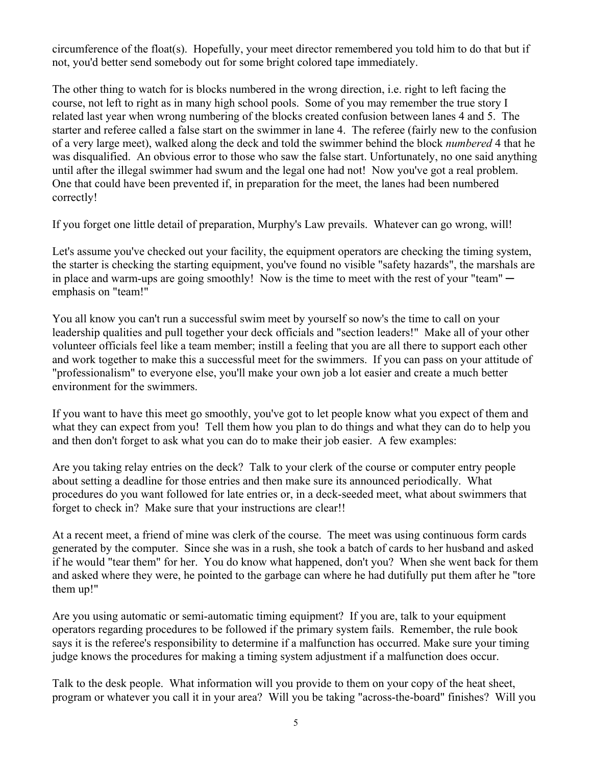circumference of the float(s). Hopefully, your meet director remembered you told him to do that but if not, you'd better send somebody out for some bright colored tape immediately.

The other thing to watch for is blocks numbered in the wrong direction, i.e. right to left facing the course, not left to right as in many high school pools. Some of you may remember the true story I related last year when wrong numbering of the blocks created confusion between lanes 4 and 5. The starter and referee called a false start on the swimmer in lane 4. The referee (fairly new to the confusion of a very large meet), walked along the deck and told the swimmer behind the block *numbered* 4 that he was disqualified. An obvious error to those who saw the false start. Unfortunately, no one said anything until after the illegal swimmer had swum and the legal one had not! Now you've got a real problem. One that could have been prevented if, in preparation for the meet, the lanes had been numbered correctly!

If you forget one little detail of preparation, Murphy's Law prevails. Whatever can go wrong, will!

Let's assume you've checked out your facility, the equipment operators are checking the timing system, the starter is checking the starting equipment, you've found no visible "safety hazards", the marshals are in place and warm-ups are going smoothly! Now is the time to meet with the rest of your "team" — emphasis on "team!"

You all know you can't run a successful swim meet by yourself so now's the time to call on your leadership qualities and pull together your deck officials and "section leaders!" Make all of your other volunteer officials feel like a team member; instill a feeling that you are all there to support each other and work together to make this a successful meet for the swimmers. If you can pass on your attitude of "professionalism" to everyone else, you'll make your own job a lot easier and create a much better environment for the swimmers.

If you want to have this meet go smoothly, you've got to let people know what you expect of them and what they can expect from you! Tell them how you plan to do things and what they can do to help you and then don't forget to ask what you can do to make their job easier. A few examples:

Are you taking relay entries on the deck? Talk to your clerk of the course or computer entry people about setting a deadline for those entries and then make sure its announced periodically. What procedures do you want followed for late entries or, in a deck-seeded meet, what about swimmers that forget to check in? Make sure that your instructions are clear!!

At a recent meet, a friend of mine was clerk of the course. The meet was using continuous form cards generated by the computer. Since she was in a rush, she took a batch of cards to her husband and asked if he would "tear them" for her. You do know what happened, don't you? When she went back for them and asked where they were, he pointed to the garbage can where he had dutifully put them after he "tore them up!"

Are you using automatic or semi-automatic timing equipment? If you are, talk to your equipment operators regarding procedures to be followed if the primary system fails. Remember, the rule book says it is the referee's responsibility to determine if a malfunction has occurred. Make sure your timing judge knows the procedures for making a timing system adjustment if a malfunction does occur.

Talk to the desk people. What information will you provide to them on your copy of the heat sheet, program or whatever you call it in your area? Will you be taking "across-the-board" finishes? Will you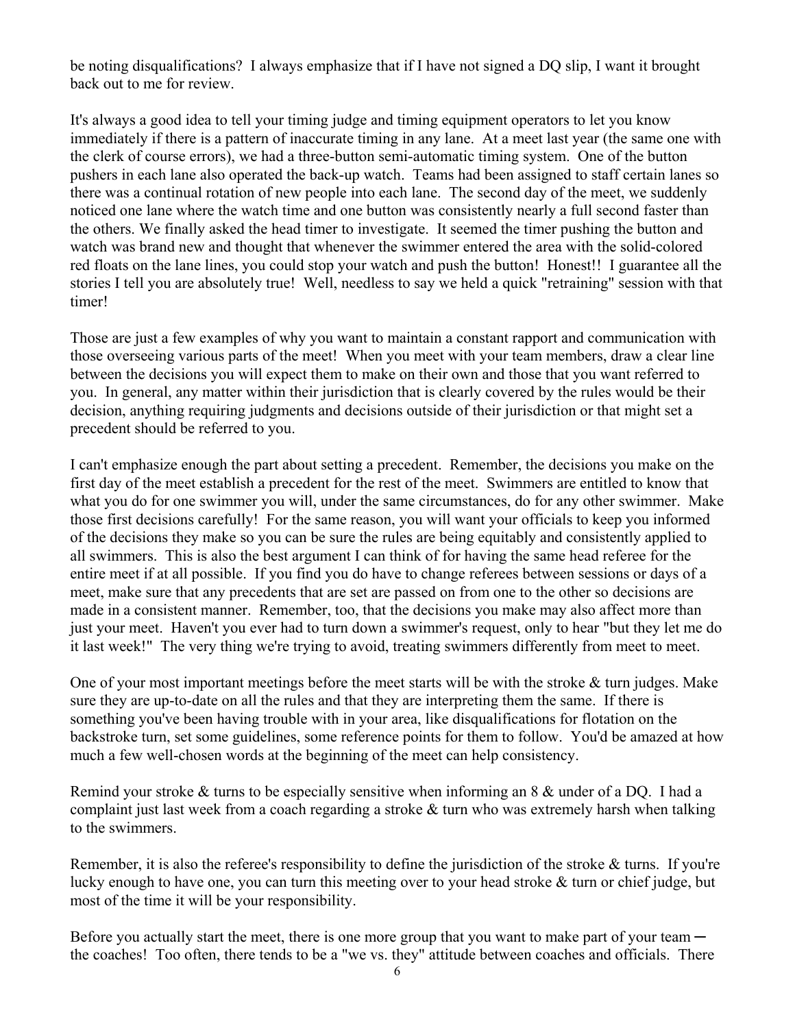be noting disqualifications? I always emphasize that if I have not signed a DQ slip, I want it brought back out to me for review.

It's always a good idea to tell your timing judge and timing equipment operators to let you know immediately if there is a pattern of inaccurate timing in any lane. At a meet last year (the same one with the clerk of course errors), we had a three-button semi-automatic timing system. One of the button pushers in each lane also operated the back-up watch. Teams had been assigned to staff certain lanes so there was a continual rotation of new people into each lane. The second day of the meet, we suddenly noticed one lane where the watch time and one button was consistently nearly a full second faster than the others. We finally asked the head timer to investigate. It seemed the timer pushing the button and watch was brand new and thought that whenever the swimmer entered the area with the solid-colored red floats on the lane lines, you could stop your watch and push the button! Honest!! I guarantee all the stories I tell you are absolutely true! Well, needless to say we held a quick "retraining" session with that timer!

Those are just a few examples of why you want to maintain a constant rapport and communication with those overseeing various parts of the meet! When you meet with your team members, draw a clear line between the decisions you will expect them to make on their own and those that you want referred to you. In general, any matter within their jurisdiction that is clearly covered by the rules would be their decision, anything requiring judgments and decisions outside of their jurisdiction or that might set a precedent should be referred to you.

I can't emphasize enough the part about setting a precedent. Remember, the decisions you make on the first day of the meet establish a precedent for the rest of the meet. Swimmers are entitled to know that what you do for one swimmer you will, under the same circumstances, do for any other swimmer. Make those first decisions carefully! For the same reason, you will want your officials to keep you informed of the decisions they make so you can be sure the rules are being equitably and consistently applied to all swimmers. This is also the best argument I can think of for having the same head referee for the entire meet if at all possible. If you find you do have to change referees between sessions or days of a meet, make sure that any precedents that are set are passed on from one to the other so decisions are made in a consistent manner. Remember, too, that the decisions you make may also affect more than just your meet. Haven't you ever had to turn down a swimmer's request, only to hear "but they let me do it last week!" The very thing we're trying to avoid, treating swimmers differently from meet to meet.

One of your most important meetings before the meet starts will be with the stroke & turn judges. Make sure they are up-to-date on all the rules and that they are interpreting them the same. If there is something you've been having trouble with in your area, like disqualifications for flotation on the backstroke turn, set some guidelines, some reference points for them to follow. You'd be amazed at how much a few well-chosen words at the beginning of the meet can help consistency.

Remind your stroke & turns to be especially sensitive when informing an 8 & under of a DQ. I had a complaint just last week from a coach regarding a stroke & turn who was extremely harsh when talking to the swimmers.

Remember, it is also the referee's responsibility to define the jurisdiction of the stroke & turns. If you're lucky enough to have one, you can turn this meeting over to your head stroke & turn or chief judge, but most of the time it will be your responsibility.

Before you actually start the meet, there is one more group that you want to make part of your team — the coaches! Too often, there tends to be a "we vs. they" attitude between coaches and officials. There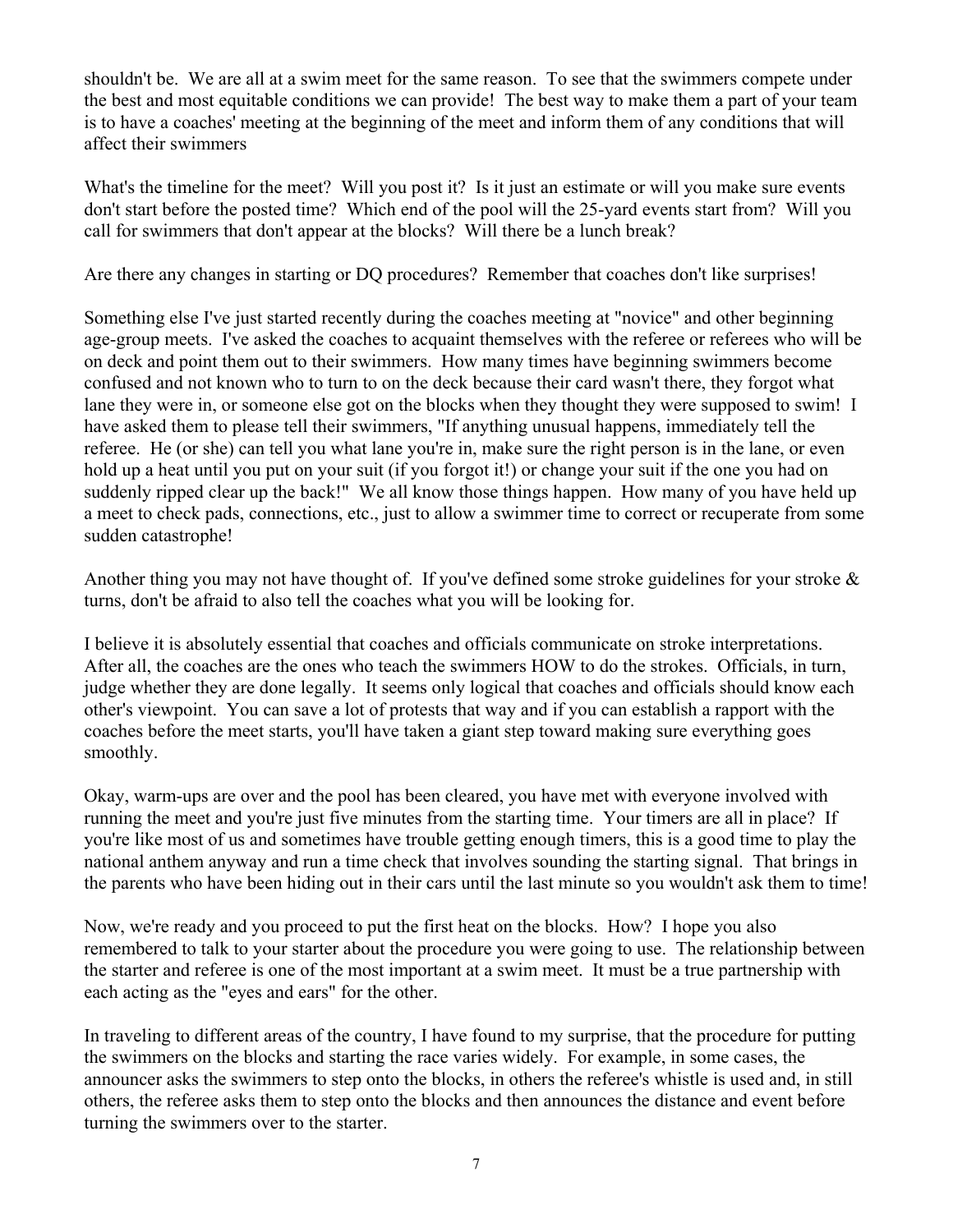shouldn't be. We are all at a swim meet for the same reason. To see that the swimmers compete under the best and most equitable conditions we can provide! The best way to make them a part of your team is to have a coaches' meeting at the beginning of the meet and inform them of any conditions that will affect their swimmers

What's the timeline for the meet? Will you post it? Is it just an estimate or will you make sure events don't start before the posted time? Which end of the pool will the 25-yard events start from? Will you call for swimmers that don't appear at the blocks? Will there be a lunch break?

Are there any changes in starting or DQ procedures? Remember that coaches don't like surprises!

Something else I've just started recently during the coaches meeting at "novice" and other beginning age-group meets. I've asked the coaches to acquaint themselves with the referee or referees who will be on deck and point them out to their swimmers. How many times have beginning swimmers become confused and not known who to turn to on the deck because their card wasn't there, they forgot what lane they were in, or someone else got on the blocks when they thought they were supposed to swim! I have asked them to please tell their swimmers, "If anything unusual happens, immediately tell the referee. He (or she) can tell you what lane you're in, make sure the right person is in the lane, or even hold up a heat until you put on your suit (if you forgot it!) or change your suit if the one you had on suddenly ripped clear up the back!" We all know those things happen. How many of you have held up a meet to check pads, connections, etc., just to allow a swimmer time to correct or recuperate from some sudden catastrophe!

Another thing you may not have thought of. If you've defined some stroke guidelines for your stroke & turns, don't be afraid to also tell the coaches what you will be looking for.

I believe it is absolutely essential that coaches and officials communicate on stroke interpretations. After all, the coaches are the ones who teach the swimmers HOW to do the strokes. Officials, in turn, judge whether they are done legally. It seems only logical that coaches and officials should know each other's viewpoint. You can save a lot of protests that way and if you can establish a rapport with the coaches before the meet starts, you'll have taken a giant step toward making sure everything goes smoothly.

Okay, warm-ups are over and the pool has been cleared, you have met with everyone involved with running the meet and you're just five minutes from the starting time. Your timers are all in place? If you're like most of us and sometimes have trouble getting enough timers, this is a good time to play the national anthem anyway and run a time check that involves sounding the starting signal. That brings in the parents who have been hiding out in their cars until the last minute so you wouldn't ask them to time!

Now, we're ready and you proceed to put the first heat on the blocks. How? I hope you also remembered to talk to your starter about the procedure you were going to use. The relationship between the starter and referee is one of the most important at a swim meet. It must be a true partnership with each acting as the "eyes and ears" for the other.

In traveling to different areas of the country, I have found to my surprise, that the procedure for putting the swimmers on the blocks and starting the race varies widely. For example, in some cases, the announcer asks the swimmers to step onto the blocks, in others the referee's whistle is used and, in still others, the referee asks them to step onto the blocks and then announces the distance and event before turning the swimmers over to the starter.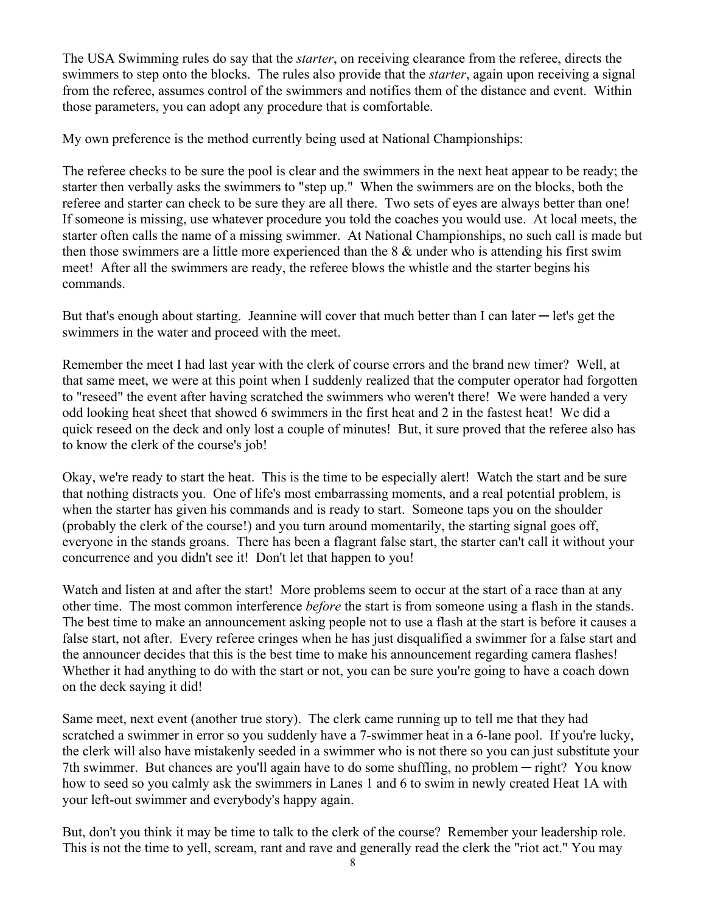The USA Swimming rules do say that the *starter*, on receiving clearance from the referee, directs the swimmers to step onto the blocks. The rules also provide that the *starter*, again upon receiving a signal from the referee, assumes control of the swimmers and notifies them of the distance and event. Within those parameters, you can adopt any procedure that is comfortable.

My own preference is the method currently being used at National Championships:

The referee checks to be sure the pool is clear and the swimmers in the next heat appear to be ready; the starter then verbally asks the swimmers to "step up." When the swimmers are on the blocks, both the referee and starter can check to be sure they are all there. Two sets of eyes are always better than one! If someone is missing, use whatever procedure you told the coaches you would use. At local meets, the starter often calls the name of a missing swimmer. At National Championships, no such call is made but then those swimmers are a little more experienced than the 8 & under who is attending his first swim meet! After all the swimmers are ready, the referee blows the whistle and the starter begins his commands.

But that's enough about starting. Jeannine will cover that much better than I can later ─ let's get the swimmers in the water and proceed with the meet.

Remember the meet I had last year with the clerk of course errors and the brand new timer? Well, at that same meet, we were at this point when I suddenly realized that the computer operator had forgotten to "reseed" the event after having scratched the swimmers who weren't there! We were handed a very odd looking heat sheet that showed 6 swimmers in the first heat and 2 in the fastest heat! We did a quick reseed on the deck and only lost a couple of minutes! But, it sure proved that the referee also has to know the clerk of the course's job!

Okay, we're ready to start the heat. This is the time to be especially alert! Watch the start and be sure that nothing distracts you. One of life's most embarrassing moments, and a real potential problem, is when the starter has given his commands and is ready to start. Someone taps you on the shoulder (probably the clerk of the course!) and you turn around momentarily, the starting signal goes off, everyone in the stands groans. There has been a flagrant false start, the starter can't call it without your concurrence and you didn't see it! Don't let that happen to you!

Watch and listen at and after the start! More problems seem to occur at the start of a race than at any other time. The most common interference *before* the start is from someone using a flash in the stands. The best time to make an announcement asking people not to use a flash at the start is before it causes a false start, not after. Every referee cringes when he has just disqualified a swimmer for a false start and the announcer decides that this is the best time to make his announcement regarding camera flashes! Whether it had anything to do with the start or not, you can be sure you're going to have a coach down on the deck saying it did!

Same meet, next event (another true story). The clerk came running up to tell me that they had scratched a swimmer in error so you suddenly have a 7-swimmer heat in a 6-lane pool. If you're lucky, the clerk will also have mistakenly seeded in a swimmer who is not there so you can just substitute your 7th swimmer. But chances are you'll again have to do some shuffling, no problem ─ right? You know how to seed so you calmly ask the swimmers in Lanes 1 and 6 to swim in newly created Heat 1A with your left-out swimmer and everybody's happy again.

But, don't you think it may be time to talk to the clerk of the course? Remember your leadership role. This is not the time to yell, scream, rant and rave and generally read the clerk the "riot act." You may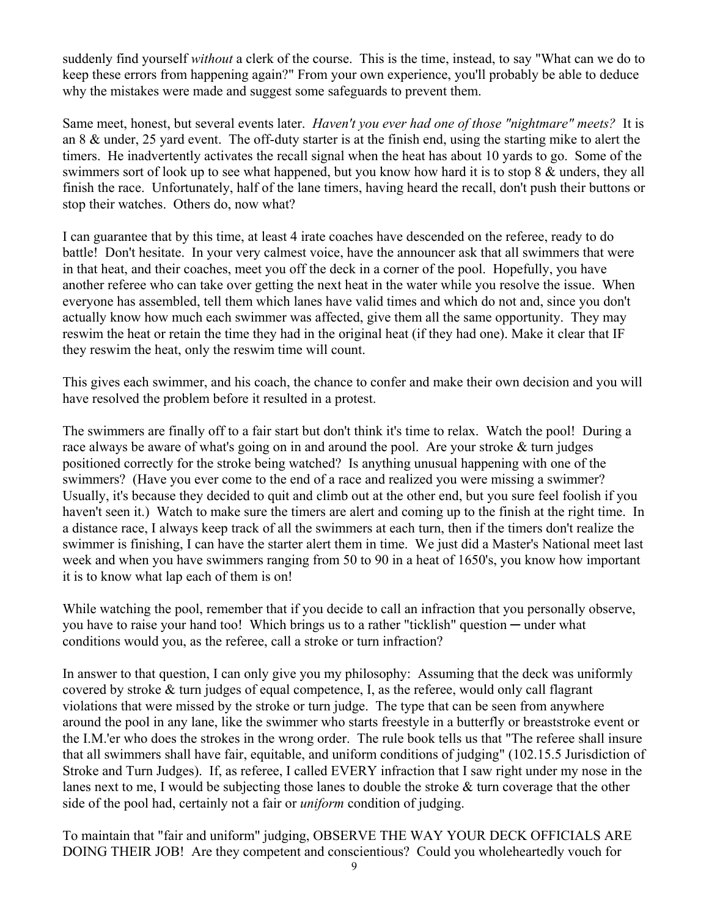suddenly find yourself *without* a clerk of the course. This is the time, instead, to say "What can we do to keep these errors from happening again?" From your own experience, you'll probably be able to deduce why the mistakes were made and suggest some safeguards to prevent them.

Same meet, honest, but several events later. *Haven't you ever had one of those "nightmare" meets?* It is an 8 & under, 25 yard event. The off-duty starter is at the finish end, using the starting mike to alert the timers. He inadvertently activates the recall signal when the heat has about 10 yards to go. Some of the swimmers sort of look up to see what happened, but you know how hard it is to stop 8 & unders, they all finish the race. Unfortunately, half of the lane timers, having heard the recall, don't push their buttons or stop their watches. Others do, now what?

I can guarantee that by this time, at least 4 irate coaches have descended on the referee, ready to do battle! Don't hesitate. In your very calmest voice, have the announcer ask that all swimmers that were in that heat, and their coaches, meet you off the deck in a corner of the pool. Hopefully, you have another referee who can take over getting the next heat in the water while you resolve the issue. When everyone has assembled, tell them which lanes have valid times and which do not and, since you don't actually know how much each swimmer was affected, give them all the same opportunity. They may reswim the heat or retain the time they had in the original heat (if they had one). Make it clear that IF they reswim the heat, only the reswim time will count.

This gives each swimmer, and his coach, the chance to confer and make their own decision and you will have resolved the problem before it resulted in a protest.

The swimmers are finally off to a fair start but don't think it's time to relax. Watch the pool! During a race always be aware of what's going on in and around the pool. Are your stroke & turn judges positioned correctly for the stroke being watched? Is anything unusual happening with one of the swimmers? (Have you ever come to the end of a race and realized you were missing a swimmer? Usually, it's because they decided to quit and climb out at the other end, but you sure feel foolish if you haven't seen it.) Watch to make sure the timers are alert and coming up to the finish at the right time. In a distance race, I always keep track of all the swimmers at each turn, then if the timers don't realize the swimmer is finishing, I can have the starter alert them in time. We just did a Master's National meet last week and when you have swimmers ranging from 50 to 90 in a heat of 1650's, you know how important it is to know what lap each of them is on!

While watching the pool, remember that if you decide to call an infraction that you personally observe, you have to raise your hand too! Which brings us to a rather "ticklish" question ─ under what conditions would you, as the referee, call a stroke or turn infraction?

In answer to that question, I can only give you my philosophy: Assuming that the deck was uniformly covered by stroke & turn judges of equal competence, I, as the referee, would only call flagrant violations that were missed by the stroke or turn judge. The type that can be seen from anywhere around the pool in any lane, like the swimmer who starts freestyle in a butterfly or breaststroke event or the I.M.'er who does the strokes in the wrong order. The rule book tells us that "The referee shall insure that all swimmers shall have fair, equitable, and uniform conditions of judging" (102.15.5 Jurisdiction of Stroke and Turn Judges). If, as referee, I called EVERY infraction that I saw right under my nose in the lanes next to me, I would be subjecting those lanes to double the stroke & turn coverage that the other side of the pool had, certainly not a fair or *uniform* condition of judging.

To maintain that "fair and uniform" judging, OBSERVE THE WAY YOUR DECK OFFICIALS ARE DOING THEIR JOB! Are they competent and conscientious? Could you wholeheartedly vouch for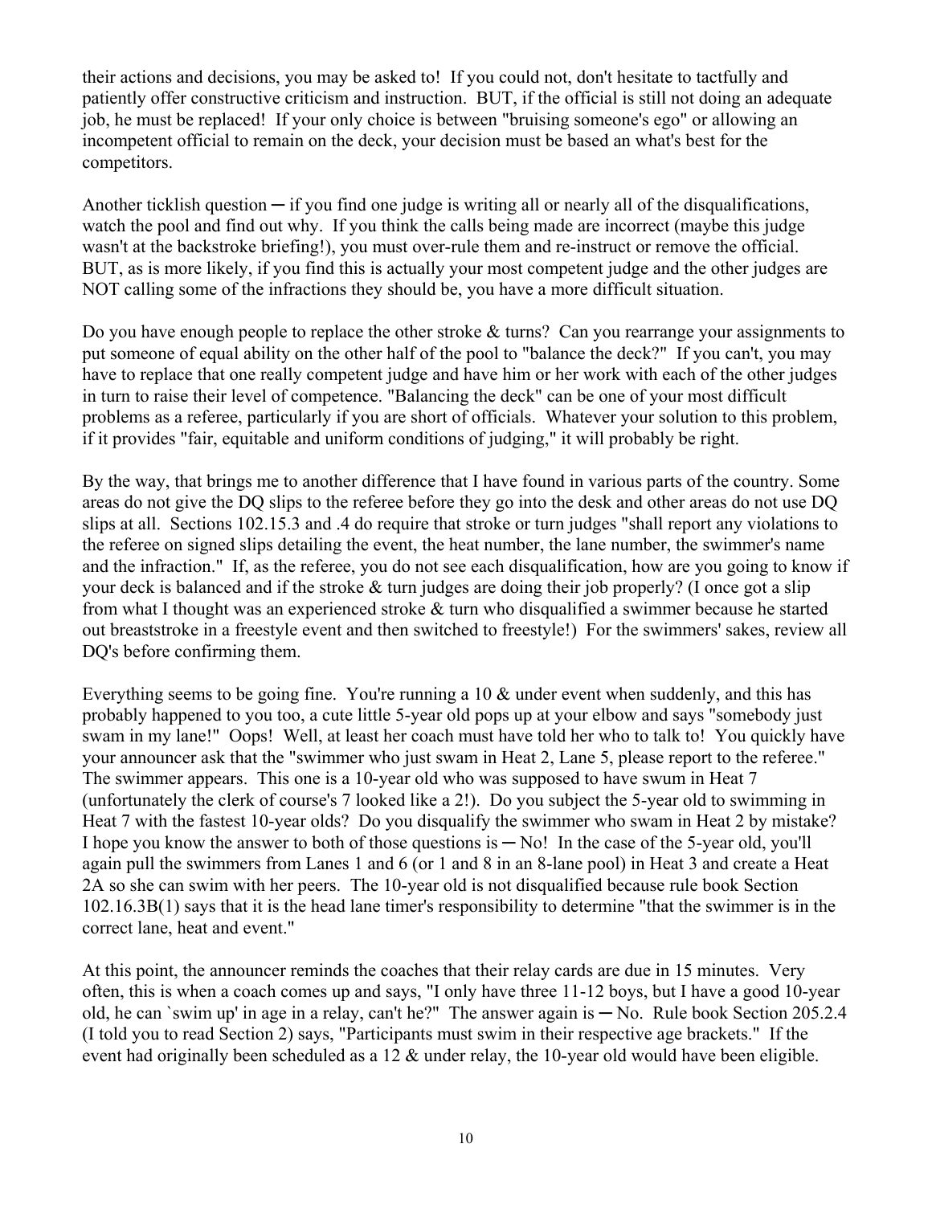their actions and decisions, you may be asked to! If you could not, don't hesitate to tactfully and patiently offer constructive criticism and instruction. BUT, if the official is still not doing an adequate job, he must be replaced! If your only choice is between "bruising someone's ego" or allowing an incompetent official to remain on the deck, your decision must be based an what's best for the competitors.

Another ticklish question ─ if you find one judge is writing all or nearly all of the disqualifications, watch the pool and find out why. If you think the calls being made are incorrect (maybe this judge wasn't at the backstroke briefing!), you must over-rule them and re-instruct or remove the official. BUT, as is more likely, if you find this is actually your most competent judge and the other judges are NOT calling some of the infractions they should be, you have a more difficult situation.

Do you have enough people to replace the other stroke & turns? Can you rearrange your assignments to put someone of equal ability on the other half of the pool to "balance the deck?" If you can't, you may have to replace that one really competent judge and have him or her work with each of the other judges in turn to raise their level of competence. "Balancing the deck" can be one of your most difficult problems as a referee, particularly if you are short of officials. Whatever your solution to this problem, if it provides "fair, equitable and uniform conditions of judging," it will probably be right.

By the way, that brings me to another difference that I have found in various parts of the country. Some areas do not give the DQ slips to the referee before they go into the desk and other areas do not use DQ slips at all. Sections 102.15.3 and .4 do require that stroke or turn judges "shall report any violations to the referee on signed slips detailing the event, the heat number, the lane number, the swimmer's name and the infraction." If, as the referee, you do not see each disqualification, how are you going to know if your deck is balanced and if the stroke & turn judges are doing their job properly? (I once got a slip from what I thought was an experienced stroke & turn who disqualified a swimmer because he started out breaststroke in a freestyle event and then switched to freestyle!) For the swimmers' sakes, review all DQ's before confirming them.

Everything seems to be going fine. You're running a 10 & under event when suddenly, and this has probably happened to you too, a cute little 5-year old pops up at your elbow and says "somebody just swam in my lane!" Oops! Well, at least her coach must have told her who to talk to! You quickly have your announcer ask that the "swimmer who just swam in Heat 2, Lane 5, please report to the referee." The swimmer appears. This one is a 10-year old who was supposed to have swum in Heat 7 (unfortunately the clerk of course's 7 looked like a 2!). Do you subject the 5-year old to swimming in Heat 7 with the fastest 10-year olds? Do you disqualify the swimmer who swam in Heat 2 by mistake? I hope you know the answer to both of those questions is ─ No! In the case of the 5-year old, you'll again pull the swimmers from Lanes 1 and 6 (or 1 and 8 in an 8-lane pool) in Heat 3 and create a Heat 2A so she can swim with her peers. The 10-year old is not disqualified because rule book Section 102.16.3B(1) says that it is the head lane timer's responsibility to determine "that the swimmer is in the correct lane, heat and event."

At this point, the announcer reminds the coaches that their relay cards are due in 15 minutes. Very often, this is when a coach comes up and says, "I only have three 11-12 boys, but I have a good 10-year old, he can `swim up' in age in a relay, can't he?" The answer again is ─ No. Rule book Section 205.2.4 (I told you to read Section 2) says, "Participants must swim in their respective age brackets." If the event had originally been scheduled as a 12 & under relay, the 10-year old would have been eligible.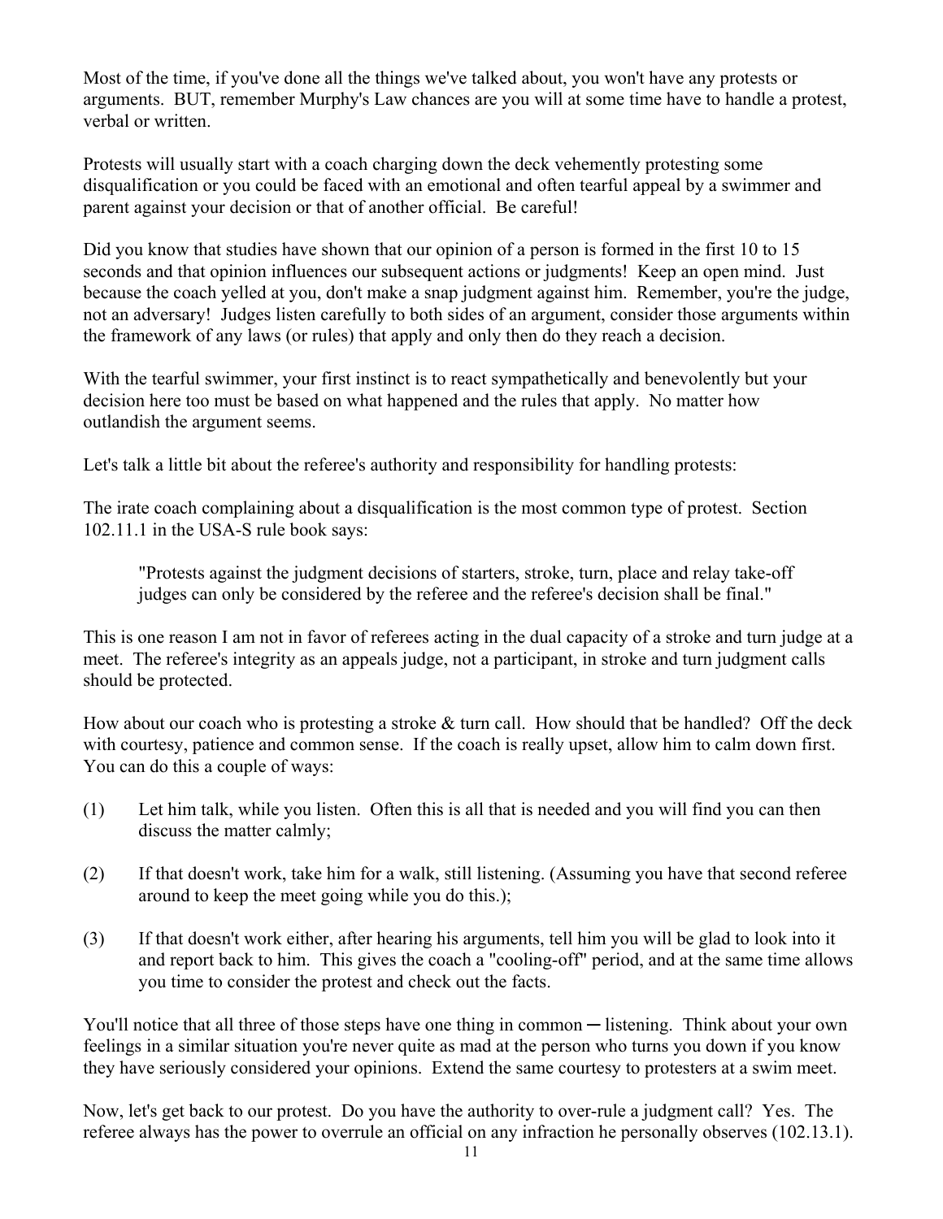Most of the time, if you've done all the things we've talked about, you won't have any protests or arguments. BUT, remember Murphy's Law chances are you will at some time have to handle a protest, verbal or written.

Protests will usually start with a coach charging down the deck vehemently protesting some disqualification or you could be faced with an emotional and often tearful appeal by a swimmer and parent against your decision or that of another official. Be careful!

Did you know that studies have shown that our opinion of a person is formed in the first 10 to 15 seconds and that opinion influences our subsequent actions or judgments! Keep an open mind. Just because the coach yelled at you, don't make a snap judgment against him. Remember, you're the judge, not an adversary! Judges listen carefully to both sides of an argument, consider those arguments within the framework of any laws (or rules) that apply and only then do they reach a decision.

With the tearful swimmer, your first instinct is to react sympathetically and benevolently but your decision here too must be based on what happened and the rules that apply. No matter how outlandish the argument seems.

Let's talk a little bit about the referee's authority and responsibility for handling protests:

The irate coach complaining about a disqualification is the most common type of protest. Section 102.11.1 in the USA-S rule book says:

> "Protests against the judgment decisions of starters, stroke, turn, place and relay take-off judges can only be considered by the referee and the referee's decision shall be final."

This is one reason I am not in favor of referees acting in the dual capacity of a stroke and turn judge at a meet. The referee's integrity as an appeals judge, not a participant, in stroke and turn judgment calls should be protected.

How about our coach who is protesting a stroke & turn call. How should that be handled? Off the deck with courtesy, patience and common sense. If the coach is really upset, allow him to calm down first. You can do this a couple of ways:

(1) Let him talk, while you listen. Often this is all that is needed and you will find you can then discuss the matter calmly;

(2) If that doesn't work, take him for a walk, still listening. (Assuming you have that second referee around to keep the meet going while you do this.);

(3) If that doesn't work either, after hearing his arguments, tell him you will be glad to look into it and report back to him. This gives the coach a "cooling-off" period, and at the same time allows you time to consider the protest and check out the facts.

You'll notice that all three of those steps have one thing in common ─ listening. Think about your own feelings in a similar situation you're never quite as mad at the person who turns you down if you know they have seriously considered your opinions. Extend the same courtesy to protesters at a swim meet.

Now, let's get back to our protest. Do you have the authority to over-rule a judgment call? Yes. The referee always has the power to overrule an official on any infraction he personally observes (102.13.1).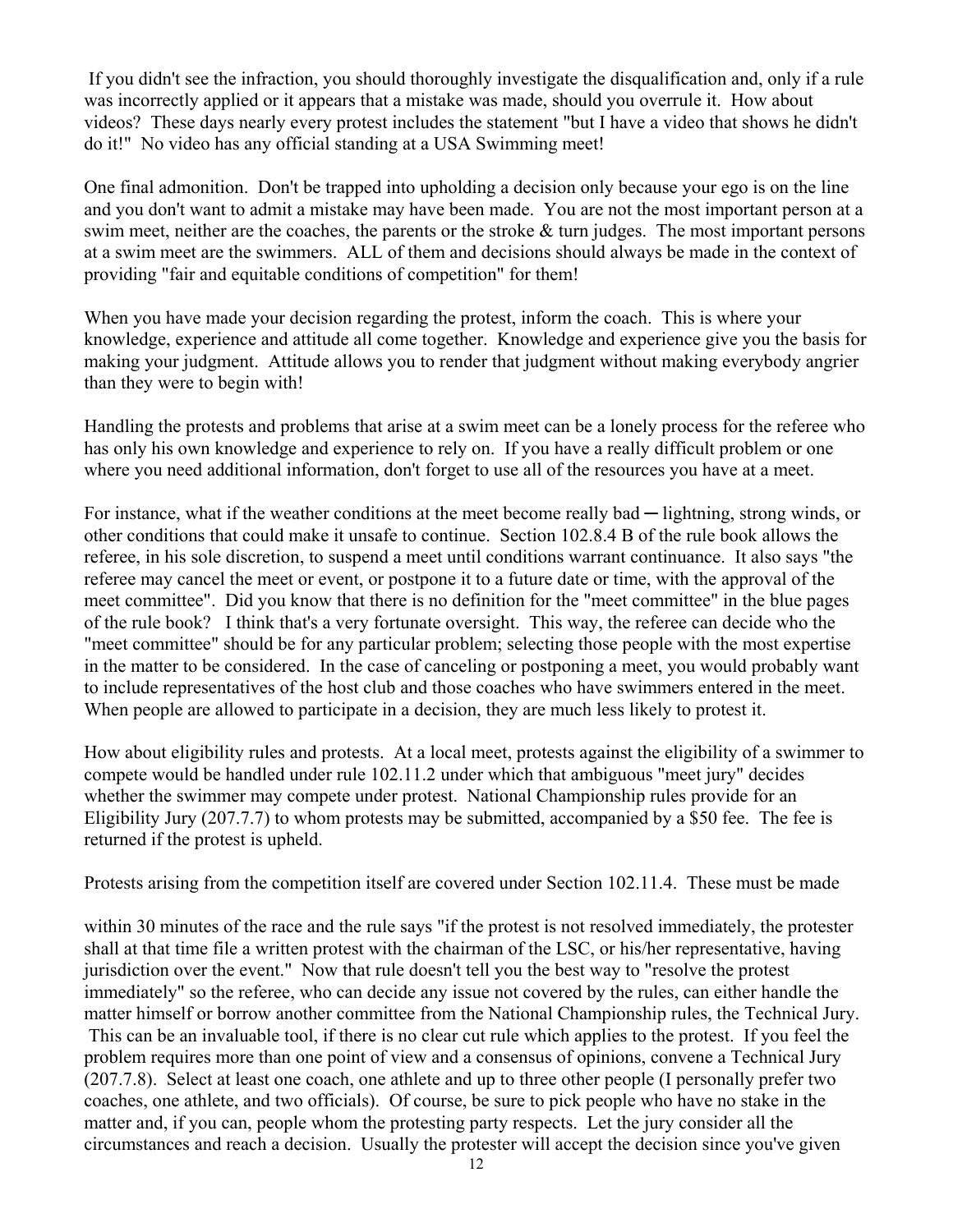If you didn't see the infraction, you should thoroughly investigate the disqualification and, only if a rule was incorrectly applied or it appears that a mistake was made, should you overrule it. How about videos? These days nearly every protest includes the statement "but I have a video that shows he didn't do it!" No video has any official standing at a USA Swimming meet!

One final admonition. Don't be trapped into upholding a decision only because your ego is on the line and you don't want to admit a mistake may have been made. You are not the most important person at a swim meet, neither are the coaches, the parents or the stroke & turn judges. The most important persons at a swim meet are the swimmers. ALL of them and decisions should always be made in the context of providing "fair and equitable conditions of competition" for them!

When you have made your decision regarding the protest, inform the coach. This is where your knowledge, experience and attitude all come together. Knowledge and experience give you the basis for making your judgment. Attitude allows you to render that judgment without making everybody angrier than they were to begin with!

Handling the protests and problems that arise at a swim meet can be a lonely process for the referee who has only his own knowledge and experience to rely on. If you have a really difficult problem or one where you need additional information, don't forget to use all of the resources you have at a meet.

For instance, what if the weather conditions at the meet become really bad ─ lightning, strong winds, or other conditions that could make it unsafe to continue. Section 102.8.4 B of the rule book allows the referee, in his sole discretion, to suspend a meet until conditions warrant continuance. It also says "the referee may cancel the meet or event, or postpone it to a future date or time, with the approval of the meet committee". Did you know that there is no definition for the "meet committee" in the blue pages of the rule book? I think that's a very fortunate oversight. This way, the referee can decide who the "meet committee" should be for any particular problem; selecting those people with the most expertise in the matter to be considered. In the case of canceling or postponing a meet, you would probably want to include representatives of the host club and those coaches who have swimmers entered in the meet. When people are allowed to participate in a decision, they are much less likely to protest it.

How about eligibility rules and protests. At a local meet, protests against the eligibility of a swimmer to compete would be handled under rule 102.11.2 under which that ambiguous "meet jury" decides whether the swimmer may compete under protest. National Championship rules provide for an Eligibility Jury (207.7.7) to whom protests may be submitted, accompanied by a $50 fee. The fee is returned if the protest is upheld.

Protests arising from the competition itself are covered under Section 102.11.4. These must be made within 30 minutes of the race and the rule says "if the protest is not resolved immediately, the protester shall at that time file a written protest with the chairman of the LSC, or his/her representative, having jurisdiction over the event." Now that rule doesn't tell you the best way to "resolve the protest immediately" so the referee, who can decide any issue not covered by the rules, can either handle the matter himself or borrow another committee from the National Championship rules, the Technical Jury. This can be an invaluable tool, if there is no clear cut rule which applies to the protest. If you feel the problem requires more than one point of view and a consensus of opinions, convene a Technical Jury (207.7.8). Select at least one coach, one athlete and up to three other people (I personally prefer two coaches, one athlete, and two officials). Of course, be sure to pick people who have no stake in the matter and, if you can, people whom the protesting party respects. Let the jury consider all the circumstances and reach a decision. Usually the protester will accept the decision since you've given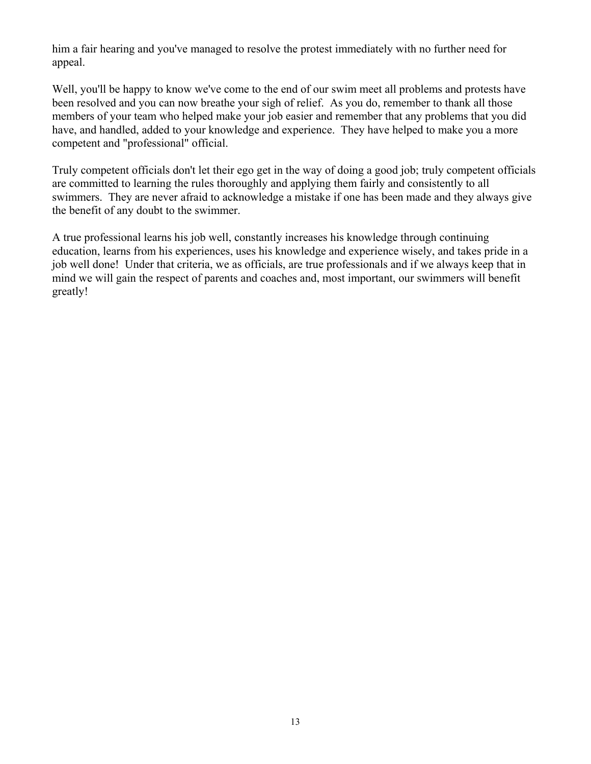him a fair hearing and you've managed to resolve the protest immediately with no further need for appeal.

Well, you'll be happy to know we've come to the end of our swim meet all problems and protests have been resolved and you can now breathe your sigh of relief. As you do, remember to thank all those members of your team who helped make your job easier and remember that any problems that you did have, and handled, added to your knowledge and experience. They have helped to make you a more competent and "professional" official.

Truly competent officials don't let their ego get in the way of doing a good job; truly competent officials are committed to learning the rules thoroughly and applying them fairly and consistently to all swimmers. They are never afraid to acknowledge a mistake if one has been made and they always give the benefit of any doubt to the swimmer.

A true professional learns his job well, constantly increases his knowledge through continuing education, learns from his experiences, uses his knowledge and experience wisely, and takes pride in a job well done! Under that criteria, we as officials, are true professionals and if we always keep that in mind we will gain the respect of parents and coaches and, most important, our swimmers will benefit greatly!